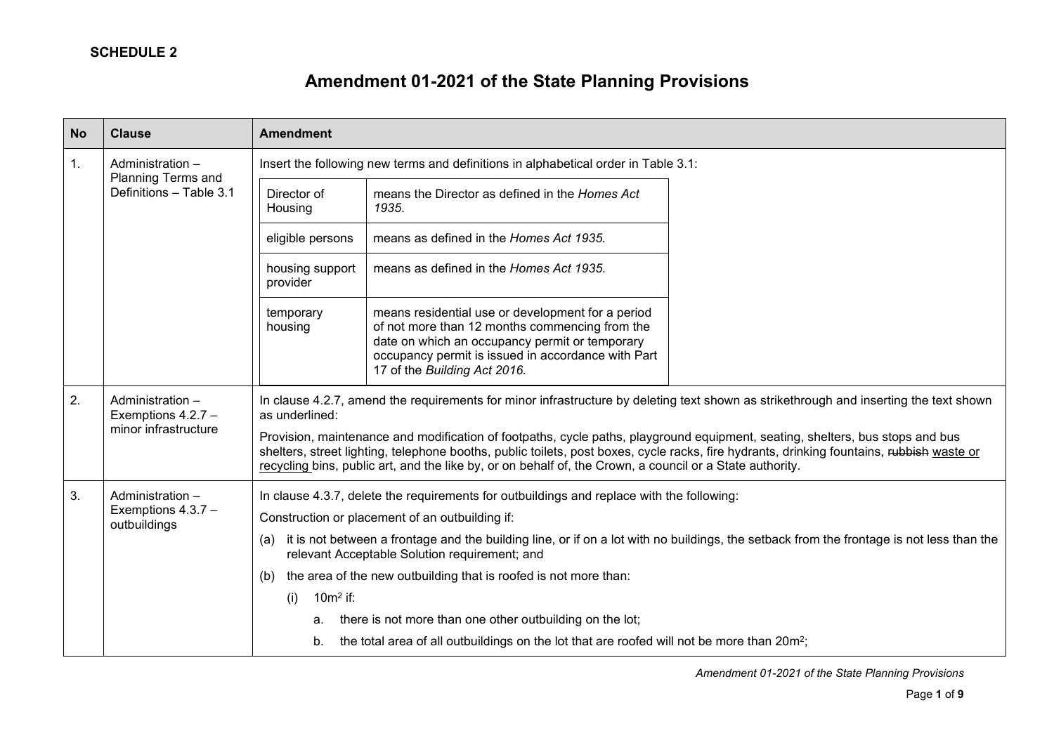**SCHEDULE 2**

# Amendment 01-2021 of the State Planning Provisions

| No | Clause | Amendment |
|---|---|---|
| 1. | Administration – Planning Terms and Definitions – Table 3.1 | Insert the following new terms and definitions in alphabetical order in Table 3.1:<br><br>**Director of Housing**: means the Director as defined in the *Homes Act 1935*.<br><br>**eligible persons**: means as defined in the *Homes Act 1935.*<br><br>**housing support provider**: means as defined in the *Homes Act 1935.*<br><br>**temporary housing**: means residential use or development for a period of not more than 12 months commencing from the date on which an occupancy permit or temporary occupancy permit is issued in accordance with Part 17 of the *Building Act 2016.* |
| 2. | Administration – Exemptions 4.2.7 – minor infrastructure | In clause 4.2.7, amend the requirements for minor infrastructure by deleting text shown as strikethrough and inserting the text shown as underlined:<br><br>Provision, maintenance and modification of footpaths, cycle paths, playground equipment, seating, shelters, bus stops and bus shelters, street lighting, telephone booths, public toilets, post boxes, cycle racks, fire hydrants, drinking fountains, ~~rubbish~~ <u>waste or recycling</u> bins, public art, and the like by, or on behalf of, the Crown, a council or a State authority. |
| 3. | Administration – Exemptions 4.3.7 – outbuildings | In clause 4.3.7, delete the requirements for outbuildings and replace with the following:<br><br>Construction or placement of an outbuilding if:<br><br>(a) it is not between a frontage and the building line, or if on a lot with no buildings, the setback from the frontage is not less than the relevant Acceptable Solution requirement; and<br><br>(b) the area of the new outbuilding that is roofed is not more than:<br><br>(i) $10m^2$ if:<br><br>a. there is not more than one other outbuilding on the lot;<br><br>b. the total area of all outbuildings on the lot that are roofed will not be more than $20m^2$; |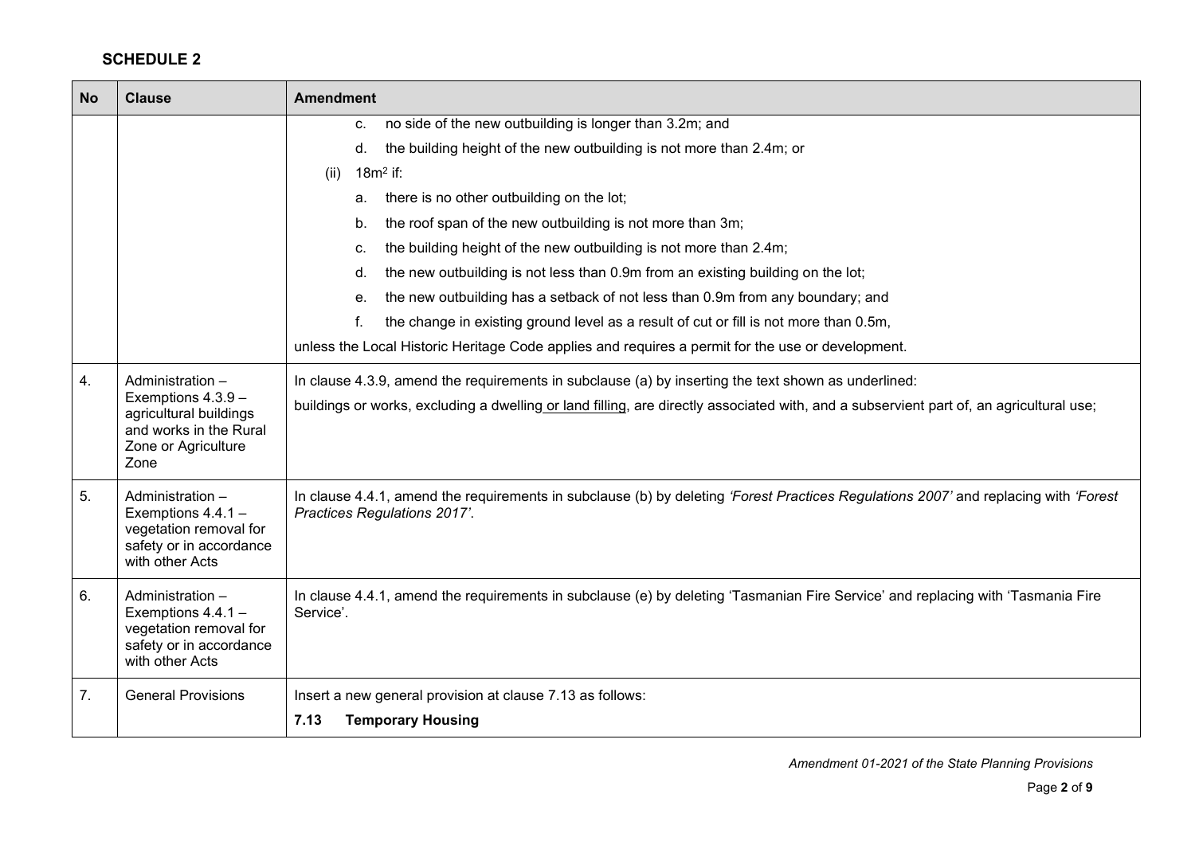## SCHEDULE 2

| No | Clause | Amendment |
|---|---|---|
| | | c. no side of the new outbuilding is longer than 3.2m; and<br>d. the building height of the new outbuilding is not more than 2.4m; or<br>(ii) 18m$^2$ if:<br>a. there is no other outbuilding on the lot;<br>b. the roof span of the new outbuilding is not more than 3m;<br>c. the building height of the new outbuilding is not more than 2.4m;<br>d. the new outbuilding is not less than 0.9m from an existing building on the lot;<br>e. the new outbuilding has a setback of not less than 0.9m from any boundary; and<br>f. the change in existing ground level as a result of cut or fill is not more than 0.5m,<br>unless the Local Historic Heritage Code applies and requires a permit for the use or development. |
| 4. | Administration – Exemptions 4.3.9 – agricultural buildings and works in the Rural Zone or Agriculture Zone | In clause 4.3.9, amend the requirements in subclause (a) by inserting the text shown as underlined:<br>buildings or works, excluding a dwelling <u>or land filling</u>, are directly associated with, and a subservient part of, an agricultural use; |
| 5. | Administration – Exemptions 4.4.1 – vegetation removal for safety or in accordance with other Acts | In clause 4.4.1, amend the requirements in subclause (b) by deleting *'Forest Practices Regulations 2007'* and replacing with *'Forest Practices Regulations 2017'*. |
| 6. | Administration – Exemptions 4.4.1 – vegetation removal for safety or in accordance with other Acts | In clause 4.4.1, amend the requirements in subclause (e) by deleting 'Tasmanian Fire Service' and replacing with 'Tasmania Fire Service'. |
| 7. | General Provisions | Insert a new general provision at clause 7.13 as follows:<br>**7.13 Temporary Housing** |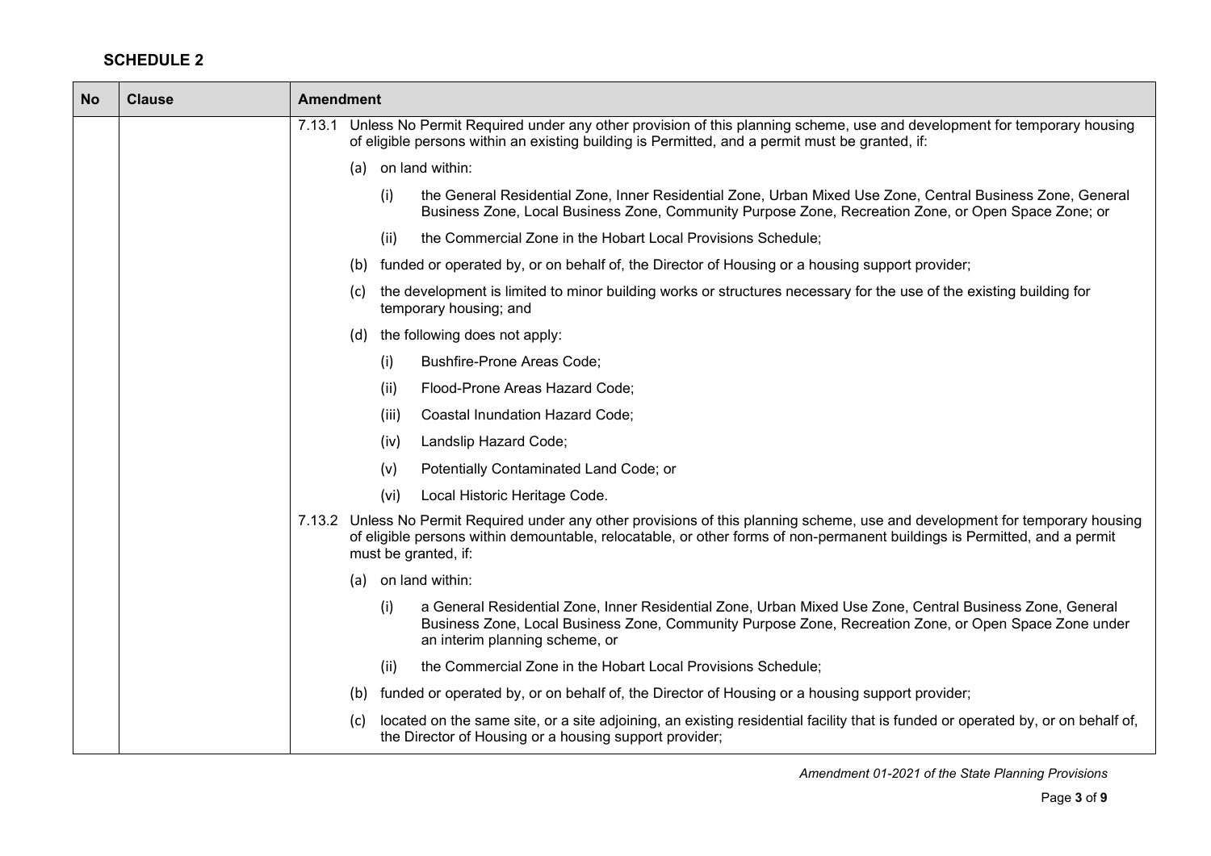## SCHEDULE 2

| No | Clause | Amendment |
|---|---|---|
| | | 7.13.1 Unless No Permit Required under any other provision of this planning scheme, use and development for temporary housing of eligible persons within an existing building is Permitted, and a permit must be granted, if:<br><br>(a) on land within:<br><br>(i) the General Residential Zone, Inner Residential Zone, Urban Mixed Use Zone, Central Business Zone, General Business Zone, Local Business Zone, Community Purpose Zone, Recreation Zone, or Open Space Zone; or<br><br>(ii) the Commercial Zone in the Hobart Local Provisions Schedule;<br><br>(b) funded or operated by, or on behalf of, the Director of Housing or a housing support provider;<br><br>(c) the development is limited to minor building works or structures necessary for the use of the existing building for temporary housing; and<br><br>(d) the following does not apply:<br><br>(i) Bushfire-Prone Areas Code;<br><br>(ii) Flood-Prone Areas Hazard Code;<br><br>(iii) Coastal Inundation Hazard Code;<br><br>(iv) Landslip Hazard Code;<br><br>(v) Potentially Contaminated Land Code; or<br><br>(vi) Local Historic Heritage Code.<br><br>7.13.2 Unless No Permit Required under any other provisions of this planning scheme, use and development for temporary housing of eligible persons within demountable, relocatable, or other forms of non-permanent buildings is Permitted, and a permit must be granted, if:<br><br>(a) on land within:<br><br>(i) a General Residential Zone, Inner Residential Zone, Urban Mixed Use Zone, Central Business Zone, General Business Zone, Local Business Zone, Community Purpose Zone, Recreation Zone, or Open Space Zone under an interim planning scheme, or<br><br>(ii) the Commercial Zone in the Hobart Local Provisions Schedule;<br><br>(b) funded or operated by, or on behalf of, the Director of Housing or a housing support provider;<br><br>(c) located on the same site, or a site adjoining, an existing residential facility that is funded or operated by, or on behalf of, the Director of Housing or a housing support provider; |

*Amendment 01-2021 of the State Planning Provisions*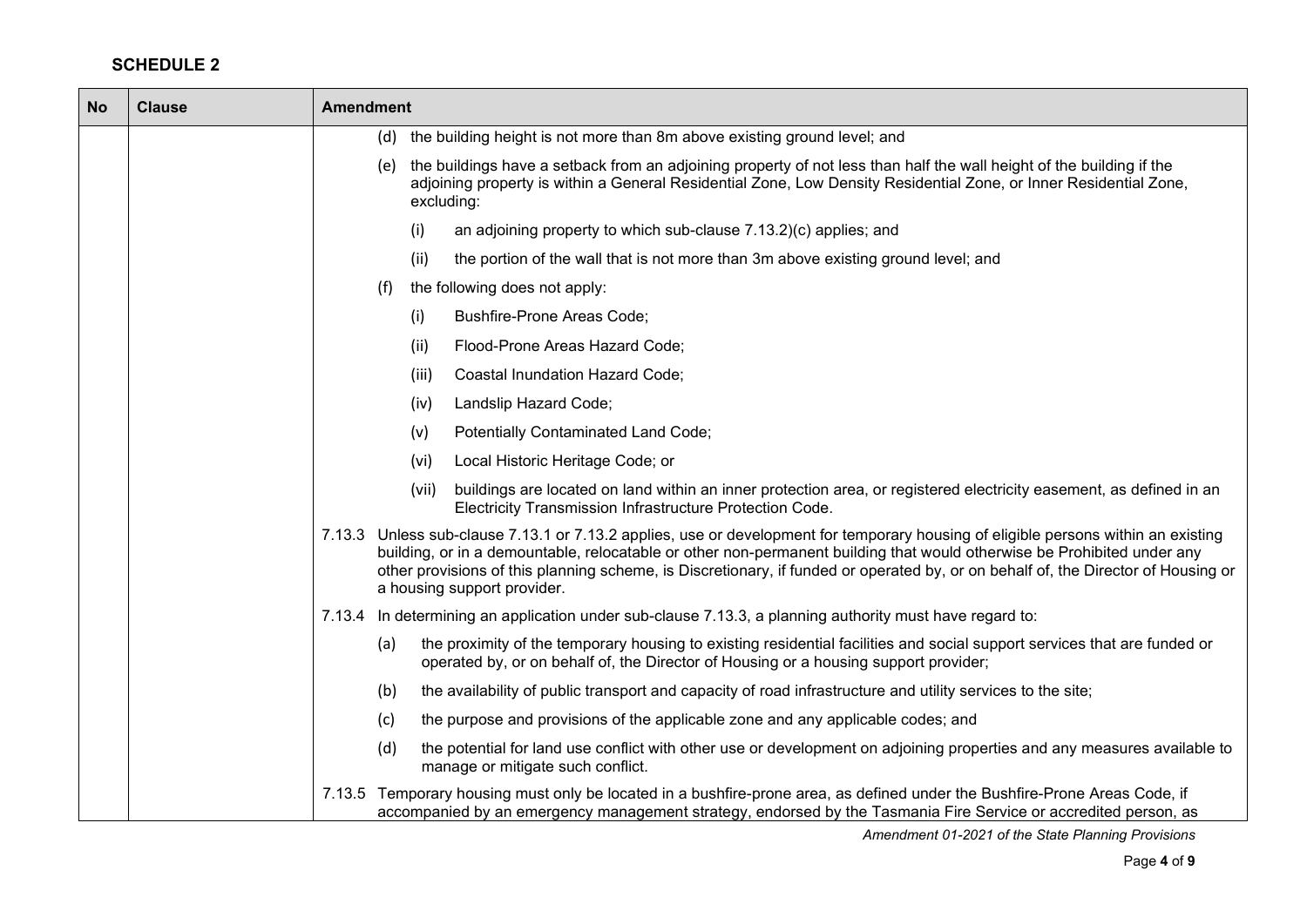## SCHEDULE 2

| No | Clause | Amendment |
|---|---|---|
| | | (d) the building height is not more than 8m above existing ground level; and<br><br>(e) the buildings have a setback from an adjoining property of not less than half the wall height of the building if the adjoining property is within a General Residential Zone, Low Density Residential Zone, or Inner Residential Zone, excluding:<br><br>(i) an adjoining property to which sub-clause 7.13.2)(c) applies; and<br><br>(ii) the portion of the wall that is not more than 3m above existing ground level; and<br><br>(f) the following does not apply:<br><br>(i) Bushfire-Prone Areas Code;<br><br>(ii) Flood-Prone Areas Hazard Code;<br><br>(iii) Coastal Inundation Hazard Code;<br><br>(iv) Landslip Hazard Code;<br><br>(v) Potentially Contaminated Land Code;<br><br>(vi) Local Historic Heritage Code; or<br><br>(vii) buildings are located on land within an inner protection area, or registered electricity easement, as defined in an Electricity Transmission Infrastructure Protection Code.<br><br>7.13.3 Unless sub-clause 7.13.1 or 7.13.2 applies, use or development for temporary housing of eligible persons within an existing building, or in a demountable, relocatable or other non-permanent building that would otherwise be Prohibited under any other provisions of this planning scheme, is Discretionary, if funded or operated by, or on behalf of, the Director of Housing or a housing support provider.<br><br>7.13.4 In determining an application under sub-clause 7.13.3, a planning authority must have regard to:<br><br>(a) the proximity of the temporary housing to existing residential facilities and social support services that are funded or operated by, or on behalf of, the Director of Housing or a housing support provider;<br><br>(b) the availability of public transport and capacity of road infrastructure and utility services to the site;<br><br>(c) the purpose and provisions of the applicable zone and any applicable codes; and<br><br>(d) the potential for land use conflict with other use or development on adjoining properties and any measures available to manage or mitigate such conflict.<br><br>7.13.5 Temporary housing must only be located in a bushfire-prone area, as defined under the Bushfire-Prone Areas Code, if accompanied by an emergency management strategy, endorsed by the Tasmania Fire Service or accredited person, as |

*Amendment 01-2021 of the State Planning Provisions*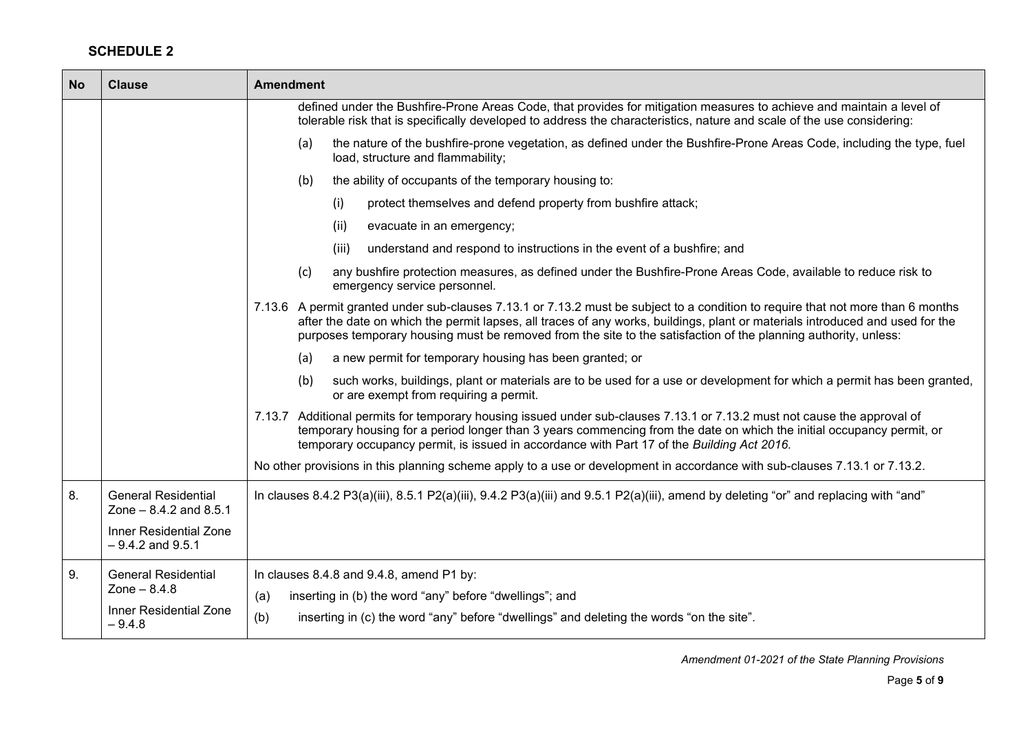## SCHEDULE 2

| No | Clause | Amendment |
| --- | --- | --- |
| | | defined under the Bushfire-Prone Areas Code, that provides for mitigation measures to achieve and maintain a level of tolerable risk that is specifically developed to address the characteristics, nature and scale of the use considering:<br>(a) the nature of the bushfire-prone vegetation, as defined under the Bushfire-Prone Areas Code, including the type, fuel load, structure and flammability;<br>(b) the ability of occupants of the temporary housing to:<br>(i) protect themselves and defend property from bushfire attack;<br>(ii) evacuate in an emergency;<br>(iii) understand and respond to instructions in the event of a bushfire; and<br>(c) any bushfire protection measures, as defined under the Bushfire-Prone Areas Code, available to reduce risk to emergency service personnel.<br>7.13.6 A permit granted under sub-clauses 7.13.1 or 7.13.2 must be subject to a condition to require that not more than 6 months after the date on which the permit lapses, all traces of any works, buildings, plant or materials introduced and used for the purposes temporary housing must be removed from the site to the satisfaction of the planning authority, unless:<br>(a) a new permit for temporary housing has been granted; or<br>(b) such works, buildings, plant or materials are to be used for a use or development for which a permit has been granted, or are exempt from requiring a permit.<br>7.13.7 Additional permits for temporary housing issued under sub-clauses 7.13.1 or 7.13.2 must not cause the approval of temporary housing for a period longer than 3 years commencing from the date on which the initial occupancy permit, or temporary occupancy permit, is issued in accordance with Part 17 of the *Building Act 2016.*<br>No other provisions in this planning scheme apply to a use or development in accordance with sub-clauses 7.13.1 or 7.13.2. |
| 8. | General Residential Zone – 8.4.2 and 8.5.1<br>Inner Residential Zone – 9.4.2 and 9.5.1 | In clauses 8.4.2 P3(a)(iii), 8.5.1 P2(a)(iii), 9.4.2 P3(a)(iii) and 9.5.1 P2(a)(iii), amend by deleting "or" and replacing with "and" |
| 9. | General Residential Zone – 8.4.8<br>Inner Residential Zone – 9.4.8 | In clauses 8.4.8 and 9.4.8, amend P1 by:<br>(a) inserting in (b) the word "any" before "dwellings"; and<br>(b) inserting in (c) the word "any" before "dwellings" and deleting the words "on the site". |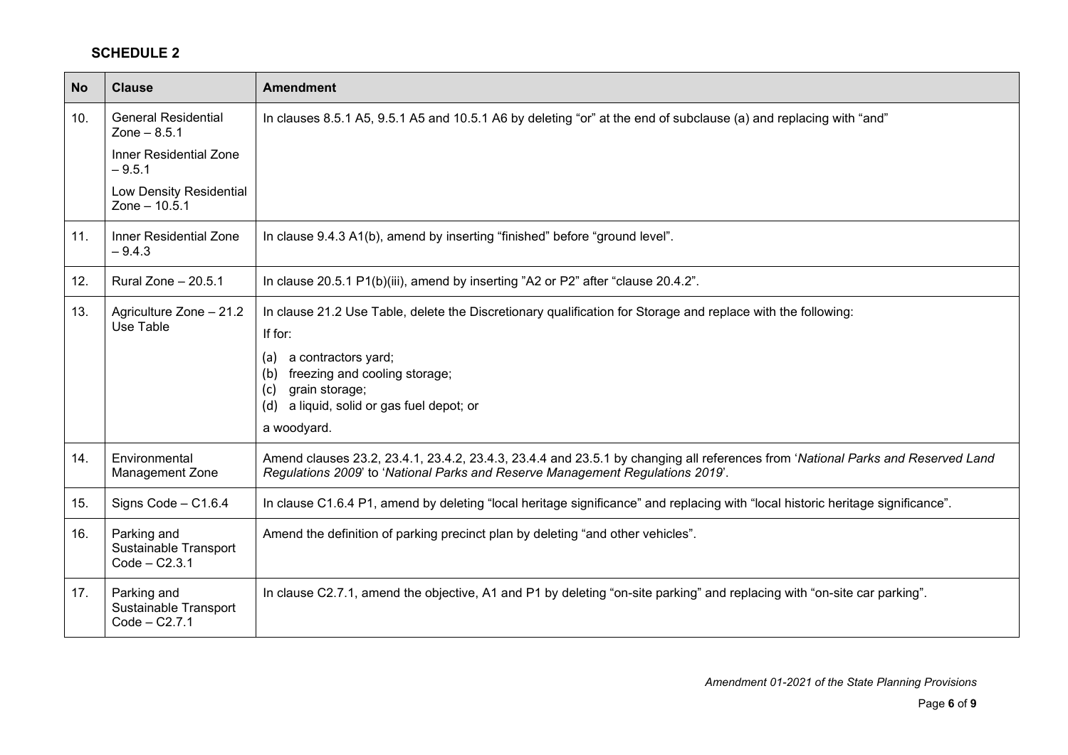## SCHEDULE 2

| No | Clause | Amendment |
|---|---|---|
| 10. | General Residential Zone – 8.5.1<br>Inner Residential Zone – 9.5.1<br>Low Density Residential Zone – 10.5.1 | In clauses 8.5.1 A5, 9.5.1 A5 and 10.5.1 A6 by deleting "or" at the end of subclause (a) and replacing with "and" |
| 11. | Inner Residential Zone – 9.4.3 | In clause 9.4.3 A1(b), amend by inserting "finished" before "ground level". |
| 12. | Rural Zone – 20.5.1 | In clause 20.5.1 P1(b)(iii), amend by inserting "A2 or P2" after "clause 20.4.2". |
| 13. | Agriculture Zone – 21.2 Use Table | In clause 21.2 Use Table, delete the Discretionary qualification for Storage and replace with the following:<br>If for:<br>(a) a contractors yard;<br>(b) freezing and cooling storage;<br>(c) grain storage;<br>(d) a liquid, solid or gas fuel depot; or<br>a woodyard. |
| 14. | Environmental Management Zone | Amend clauses 23.2, 23.4.1, 23.4.2, 23.4.3, 23.4.4 and 23.5.1 by changing all references from '*National Parks and Reserved Land Regulations 2009*' to '*National Parks and Reserve Management Regulations 2019*'. |
| 15. | Signs Code – C1.6.4 | In clause C1.6.4 P1, amend by deleting "local heritage significance" and replacing with "local historic heritage significance". |
| 16. | Parking and Sustainable Transport Code – C2.3.1 | Amend the definition of parking precinct plan by deleting "and other vehicles". |
| 17. | Parking and Sustainable Transport Code – C2.7.1 | In clause C2.7.1, amend the objective, A1 and P1 by deleting "on-site parking" and replacing with "on-site car parking". |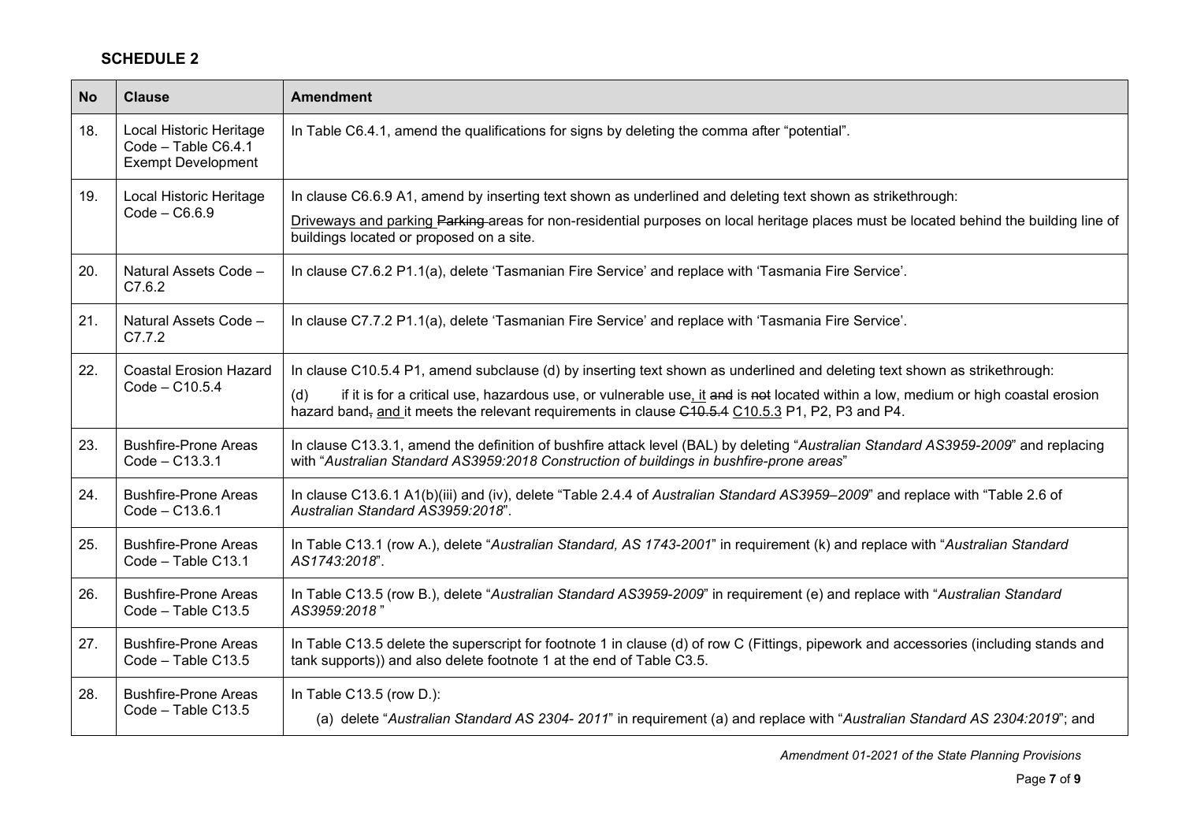## SCHEDULE 2

| No | Clause | Amendment |
|---|---|---|
| 18. | Local Historic Heritage Code – Table C6.4.1 Exempt Development | In Table C6.4.1, amend the qualifications for signs by deleting the comma after "potential". |
| 19. | Local Historic Heritage Code – C6.6.9 | In clause C6.6.9 A1, amend by inserting text shown as underlined and deleting text shown as strikethrough:<br><br><u>Driveways and parking</u> ~~Parking~~ areas for non-residential purposes on local heritage places must be located behind the building line of buildings located or proposed on a site. |
| 20. | Natural Assets Code – C7.6.2 | In clause C7.6.2 P1.1(a), delete 'Tasmanian Fire Service' and replace with 'Tasmania Fire Service'. |
| 21. | Natural Assets Code – C7.7.2 | In clause C7.7.2 P1.1(a), delete 'Tasmanian Fire Service' and replace with 'Tasmania Fire Service'. |
| 22. | Coastal Erosion Hazard Code – C10.5.4 | In clause C10.5.4 P1, amend subclause (d) by inserting text shown as underlined and deleting text shown as strikethrough:<br><br>(d) if it is for a critical use, hazardous use, or vulnerable use<u>, it</u> ~~and~~ is ~~not~~ located within a low, medium or high coastal erosion hazard band~~,~~ <u>and</u> it meets the relevant requirements in clause ~~C10.5.4~~ <u>C10.5.3</u> P1, P2, P3 and P4. |
| 23. | Bushfire-Prone Areas Code – C13.3.1 | In clause C13.3.1, amend the definition of bushfire attack level (BAL) by deleting "*Australian Standard AS3959-2009*" and replacing with "*Australian Standard AS3959:2018 Construction of buildings in bushfire-prone areas*" |
| 24. | Bushfire-Prone Areas Code – C13.6.1 | In clause C13.6.1 A1(b)(iii) and (iv), delete "Table 2.4.4 of *Australian Standard AS3959–2009*" and replace with "Table 2.6 of *Australian Standard AS3959:2018*". |
| 25. | Bushfire-Prone Areas Code – Table C13.1 | In Table C13.1 (row A.), delete "*Australian Standard, AS 1743-2001*" in requirement (k) and replace with "*Australian Standard AS1743:2018*". |
| 26. | Bushfire-Prone Areas Code – Table C13.5 | In Table C13.5 (row B.), delete "*Australian Standard AS3959-2009*" in requirement (e) and replace with "*Australian Standard AS3959:2018* " |
| 27. | Bushfire-Prone Areas Code – Table C13.5 | In Table C13.5 delete the superscript for footnote 1 in clause (d) of row C (Fittings, pipework and accessories (including stands and tank supports)) and also delete footnote 1 at the end of Table C3.5. |
| 28. | Bushfire-Prone Areas Code – Table C13.5 | In Table C13.5 (row D.):<br><br>(a) delete "*Australian Standard AS 2304- 2011*" in requirement (a) and replace with "*Australian Standard AS 2304:2019*"; and |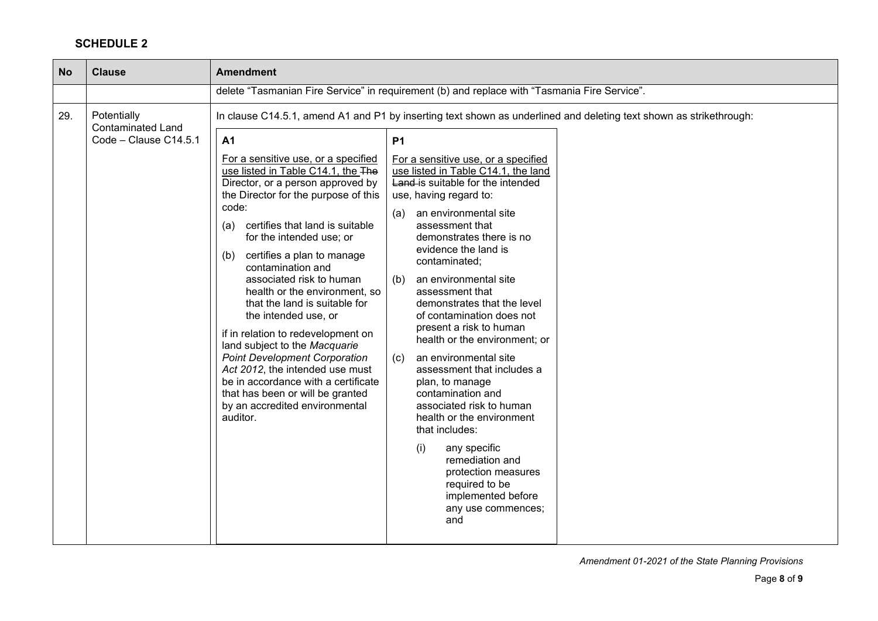## SCHEDULE 2

| No | Clause | Amendment |
|---|---|---|
| | | delete "Tasmanian Fire Service" in requirement (b) and replace with "Tasmania Fire Service". |
| 29. | Potentially Contaminated Land Code – Clause C14.5.1 | In clause C14.5.1, amend A1 and P1 by inserting text shown as underlined and deleting text shown as strikethrough: |

| A1 | P1 |
|---|---|
| <u>For a sensitive use, or a specified use listed in Table C14.1, the</u> ~~The~~ Director, or a person approved by the Director for the purpose of this code:<br><br>(a) certifies that land is suitable for the intended use; or<br><br>(b) certifies a plan to manage contamination and associated risk to human health or the environment, so that the land is suitable for the intended use, or<br><br>if in relation to redevelopment on land subject to the *Macquarie Point Development Corporation Act 2012*, the intended use must be in accordance with a certificate that has been or will be granted by an accredited environmental auditor. | <u>For a sensitive use, or a specified use listed in Table C14.1, the land</u> ~~Land~~ is suitable for the intended use, having regard to:<br><br>(a) an environmental site assessment that demonstrates there is no evidence the land is contaminated;<br><br>(b) an environmental site assessment that demonstrates that the level of contamination does not present a risk to human health or the environment; or<br><br>(c) an environmental site assessment that includes a plan, to manage contamination and associated risk to human health or the environment that includes:<br><br>(i) any specific remediation and protection measures required to be implemented before any use commences; and |

*Amendment 01-2021 of the State Planning Provisions*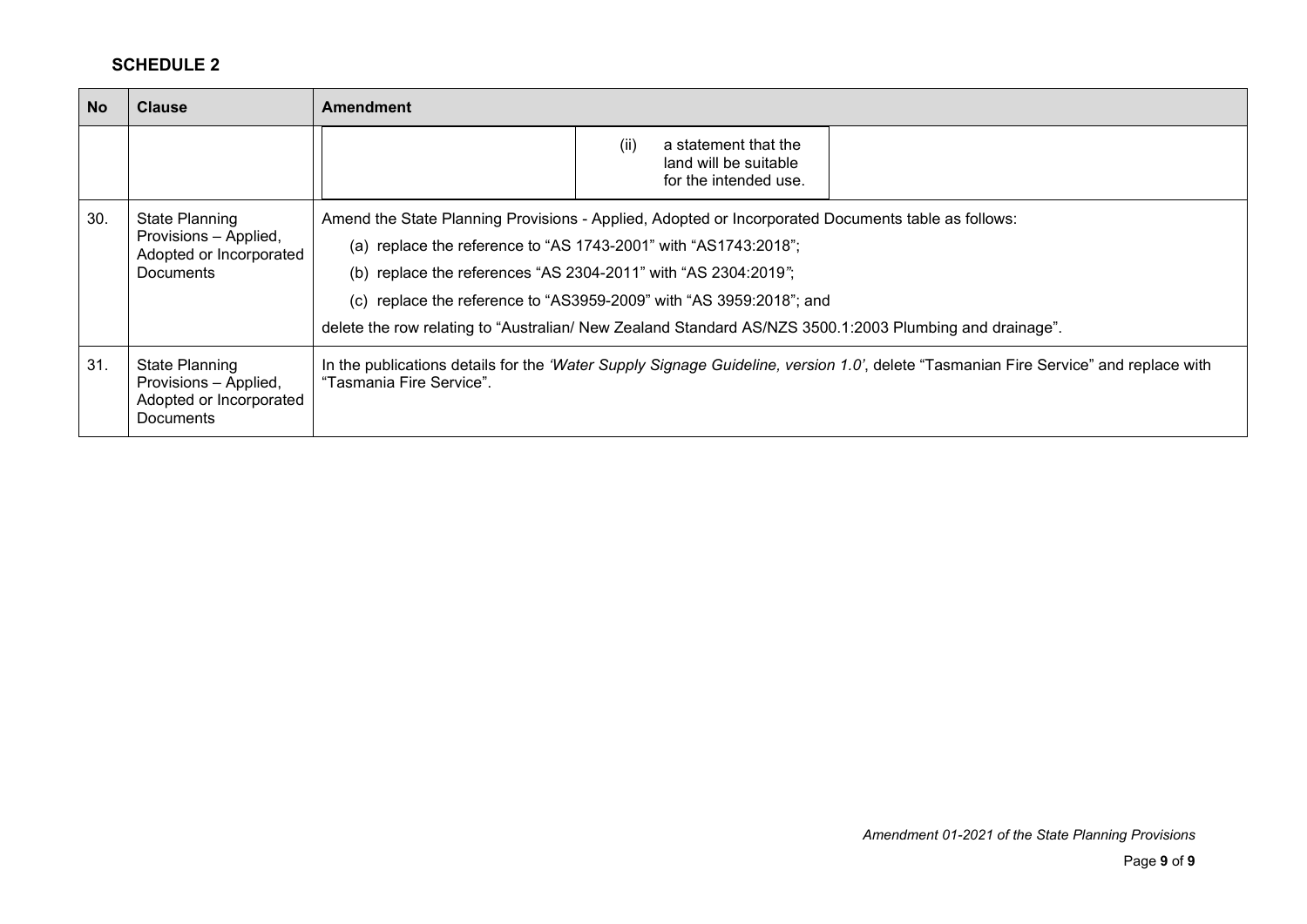## SCHEDULE 2

| No | Clause | Amendment |
|---|---|---|
| | | (ii) a statement that the land will be suitable for the intended use. |
| 30. | State Planning Provisions – Applied, Adopted or Incorporated Documents | Amend the State Planning Provisions - Applied, Adopted or Incorporated Documents table as follows:<br>(a) replace the reference to "AS 1743-2001" with "AS1743:2018";<br>(b) replace the references "AS 2304-2011" with "AS 2304:2019";<br>(c) replace the reference to "AS3959-2009" with "AS 3959:2018"; and<br>delete the row relating to "Australian/ New Zealand Standard AS/NZS 3500.1:2003 Plumbing and drainage". |
| 31. | State Planning Provisions – Applied, Adopted or Incorporated Documents | In the publications details for the *'Water Supply Signage Guideline, version 1.0'*, delete "Tasmanian Fire Service" and replace with "Tasmania Fire Service". |

*Amendment 01-2021 of the State Planning Provisions*